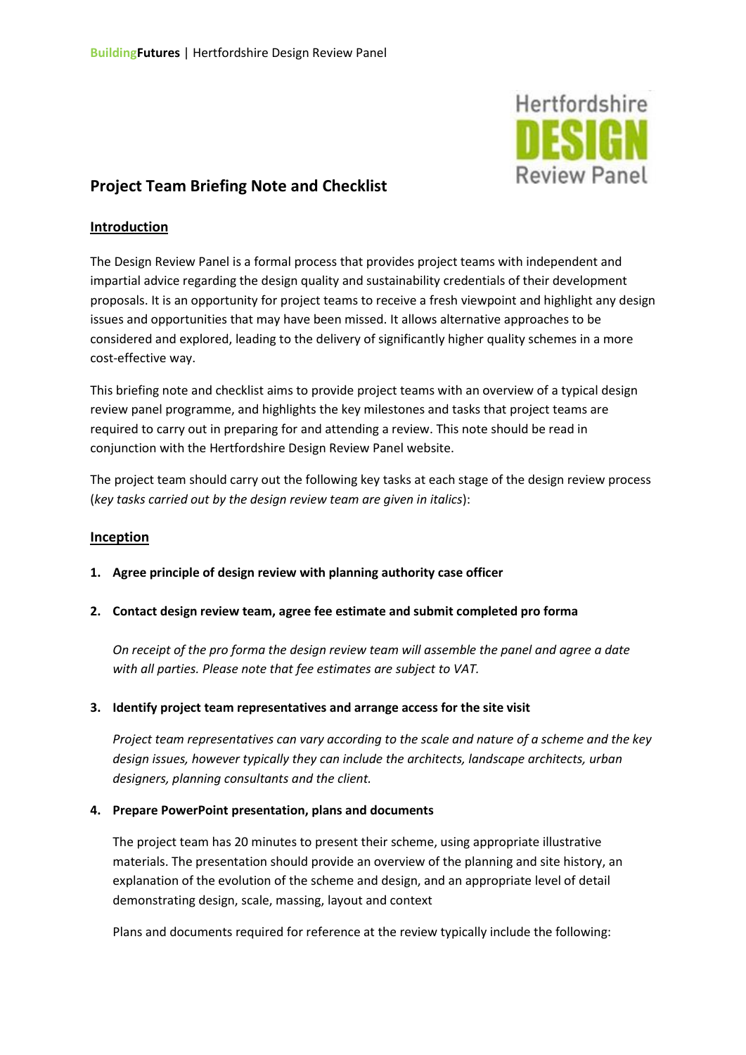# Project Team Briefing Note and Checklist

## Introduction

The Design Review Panel is a formal process that provides project teams with independent and impartial advice regarding the design quality and sustainability credentials of their development proposals. It is an opportunity for project teams to receive a fresh viewpoint and highlight any design issues and opportunities that may have been missed. It allows alternative approaches to be considered and explored, leading to the delivery of significantly higher quality schemes in a more cost-effective way.

This briefing note and checklist aims to provide project teams with an overview of a typical design review panel programme, and highlights the key milestones and tasks that project teams are required to carry out in preparing for and attending a review. This note should be read in conjunction with the Hertfordshire Design Review Panel website.

The project team should carry out the following key tasks at each stage of the design review process (*key tasks carried out by the design review team are given in italics*):

## Inception

1. **Agree principle of design review with planning authority case officer**

2. **Contact design review team, agree fee estimate and submit completed pro forma**

   *On receipt of the pro forma the design review team will assemble the panel and agree a date with all parties. Please note that fee estimates are subject to VAT.*

3. **Identify project team representatives and arrange access for the site visit**

   *Project team representatives can vary according to the scale and nature of a scheme and the key design issues, however typically they can include the architects, landscape architects, urban designers, planning consultants and the client.*

4. **Prepare PowerPoint presentation, plans and documents**

   The project team has 20 minutes to present their scheme, using appropriate illustrative materials. The presentation should provide an overview of the planning and site history, an explanation of the evolution of the scheme and design, and an appropriate level of detail demonstrating design, scale, massing, layout and context

   Plans and documents required for reference at the review typically include the following: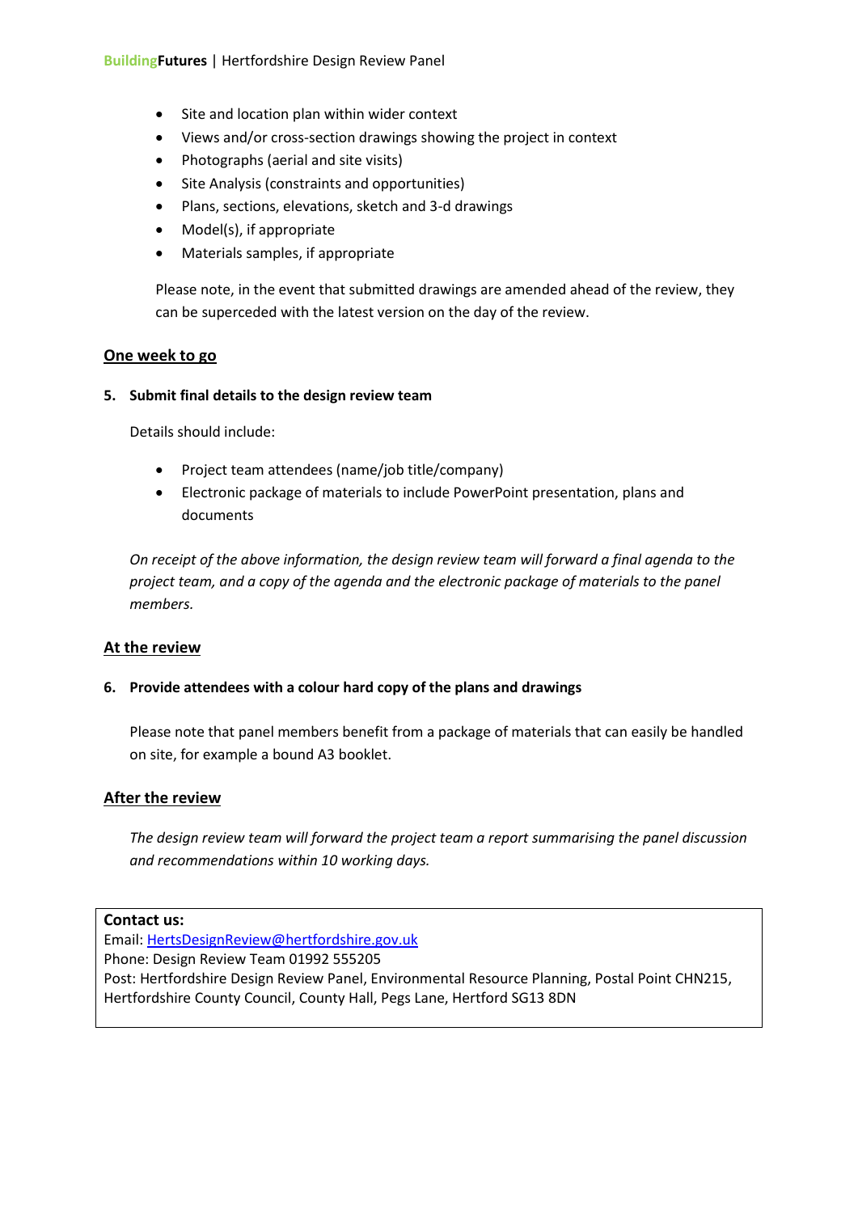- Site and location plan within wider context
- Views and/or cross-section drawings showing the project in context
- Photographs (aerial and site visits)
- Site Analysis (constraints and opportunities)
- Plans, sections, elevations, sketch and 3-d drawings
- Model(s), if appropriate
- Materials samples, if appropriate

Please note, in the event that submitted drawings are amended ahead of the review, they can be superceded with the latest version on the day of the review.

## One week to go

**5. Submit final details to the design review team**

Details should include:

- Project team attendees (name/job title/company)
- Electronic package of materials to include PowerPoint presentation, plans and documents

*On receipt of the above information, the design review team will forward a final agenda to the project team, and a copy of the agenda and the electronic package of materials to the panel members.*

## At the review

**6. Provide attendees with a colour hard copy of the plans and drawings**

Please note that panel members benefit from a package of materials that can easily be handled on site, for example a bound A3 booklet.

## After the review

*The design review team will forward the project team a report summarising the panel discussion and recommendations within 10 working days.*

**Contact us:**
Email: HertsDesignReview@hertfordshire.gov.uk
Phone: Design Review Team 01992 555205
Post: Hertfordshire Design Review Panel, Environmental Resource Planning, Postal Point CHN215, Hertfordshire County Council, County Hall, Pegs Lane, Hertford SG13 8DN